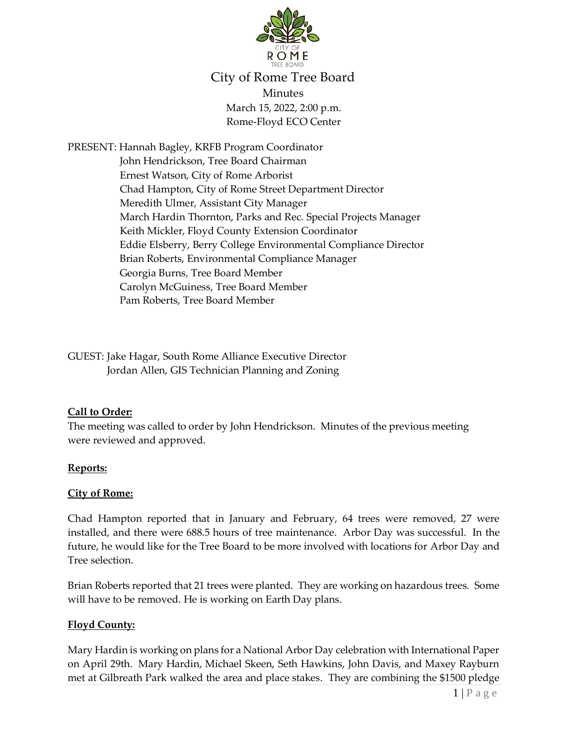# City of Rome Tree Board

Minutes
March 15, 2022, 2:00 p.m.
Rome-Floyd ECO Center

PRESENT: Hannah Bagley, KRFB Program Coordinator
John Hendrickson, Tree Board Chairman
Ernest Watson, City of Rome Arborist
Chad Hampton, City of Rome Street Department Director
Meredith Ulmer, Assistant City Manager
March Hardin Thornton, Parks and Rec. Special Projects Manager
Keith Mickler, Floyd County Extension Coordinator
Eddie Elsberry, Berry College Environmental Compliance Director
Brian Roberts, Environmental Compliance Manager
Georgia Burns, Tree Board Member
Carolyn McGuiness, Tree Board Member
Pam Roberts, Tree Board Member

GUEST: Jake Hagar, South Rome Alliance Executive Director
Jordan Allen, GIS Technician Planning and Zoning

**Call to Order:**

The meeting was called to order by John Hendrickson. Minutes of the previous meeting were reviewed and approved.

**Reports:**

**City of Rome:**

Chad Hampton reported that in January and February, 64 trees were removed, 27 were installed, and there were 688.5 hours of tree maintenance. Arbor Day was successful. In the future, he would like for the Tree Board to be more involved with locations for Arbor Day and Tree selection.

Brian Roberts reported that 21 trees were planted. They are working on hazardous trees. Some will have to be removed. He is working on Earth Day plans.

**Floyd County:**

Mary Hardin is working on plans for a National Arbor Day celebration with International Paper on April 29th. Mary Hardin, Michael Skeen, Seth Hawkins, John Davis, and Maxey Rayburn met at Gilbreath Park walked the area and place stakes. They are combining the $1500 pledge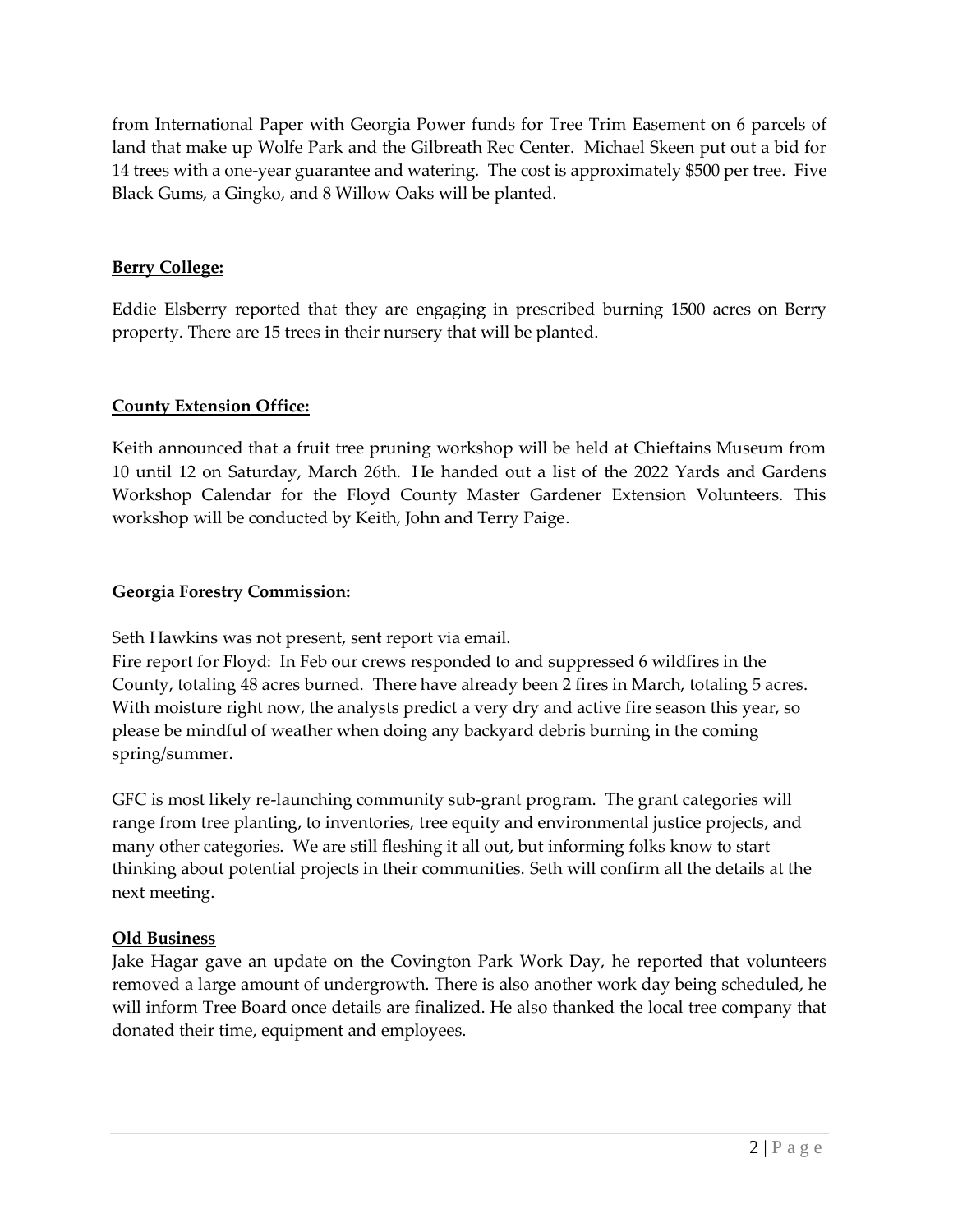from International Paper with Georgia Power funds for Tree Trim Easement on 6 parcels of land that make up Wolfe Park and the Gilbreath Rec Center. Michael Skeen put out a bid for 14 trees with a one-year guarantee and watering. The cost is approximately $500 per tree. Five Black Gums, a Gingko, and 8 Willow Oaks will be planted.

**Berry College:**

Eddie Elsberry reported that they are engaging in prescribed burning 1500 acres on Berry property. There are 15 trees in their nursery that will be planted.

**County Extension Office:**

Keith announced that a fruit tree pruning workshop will be held at Chieftains Museum from 10 until 12 on Saturday, March 26th. He handed out a list of the 2022 Yards and Gardens Workshop Calendar for the Floyd County Master Gardener Extension Volunteers. This workshop will be conducted by Keith, John and Terry Paige.

**Georgia Forestry Commission:**

Seth Hawkins was not present, sent report via email.
Fire report for Floyd: In Feb our crews responded to and suppressed 6 wildfires in the County, totaling 48 acres burned. There have already been 2 fires in March, totaling 5 acres. With moisture right now, the analysts predict a very dry and active fire season this year, so please be mindful of weather when doing any backyard debris burning in the coming spring/summer.

GFC is most likely re-launching community sub-grant program. The grant categories will range from tree planting, to inventories, tree equity and environmental justice projects, and many other categories. We are still fleshing it all out, but informing folks know to start thinking about potential projects in their communities. Seth will confirm all the details at the next meeting.

**Old Business**

Jake Hagar gave an update on the Covington Park Work Day, he reported that volunteers removed a large amount of undergrowth. There is also another work day being scheduled, he will inform Tree Board once details are finalized. He also thanked the local tree company that donated their time, equipment and employees.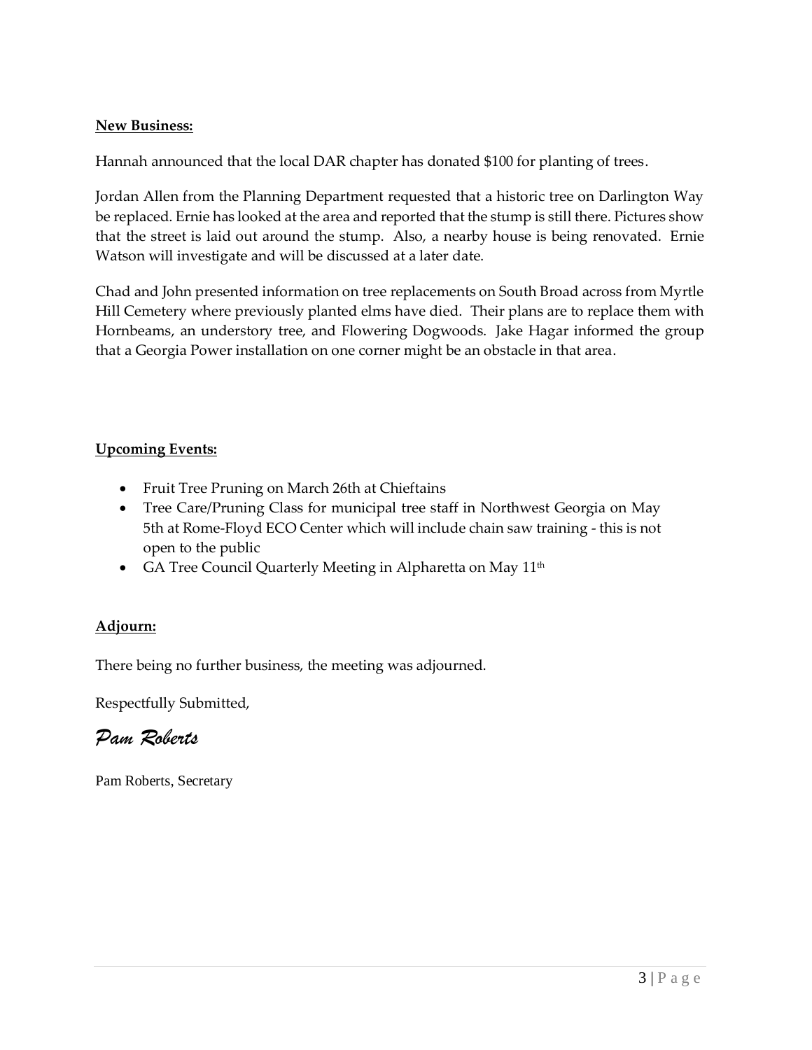**New Business:**

Hannah announced that the local DAR chapter has donated $100 for planting of trees.

Jordan Allen from the Planning Department requested that a historic tree on Darlington Way be replaced. Ernie has looked at the area and reported that the stump is still there. Pictures show that the street is laid out around the stump. Also, a nearby house is being renovated. Ernie Watson will investigate and will be discussed at a later date.

Chad and John presented information on tree replacements on South Broad across from Myrtle Hill Cemetery where previously planted elms have died. Their plans are to replace them with Hornbeams, an understory tree, and Flowering Dogwoods. Jake Hagar informed the group that a Georgia Power installation on one corner might be an obstacle in that area.

**Upcoming Events:**

- Fruit Tree Pruning on March 26th at Chieftains
- Tree Care/Pruning Class for municipal tree staff in Northwest Georgia on May 5th at Rome-Floyd ECO Center which will include chain saw training - this is not open to the public
- GA Tree Council Quarterly Meeting in Alpharetta on May 11th

**Adjourn:**

There being no further business, the meeting was adjourned.

Respectfully Submitted,

*Pam Roberts*

Pam Roberts, Secretary